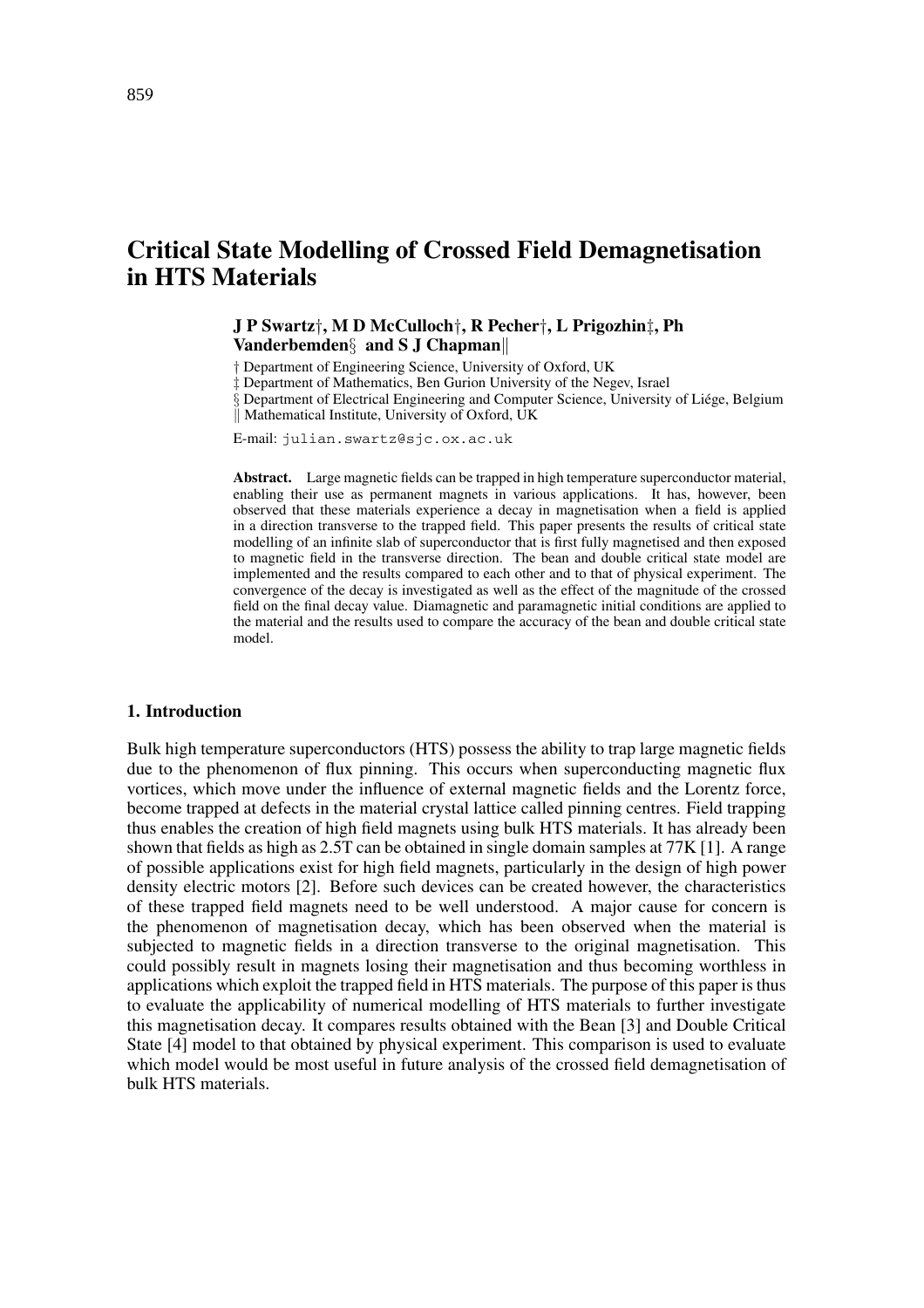// Critical State Modelling of Crossed Field Demagnetisation in HTS Materials

**J P Swartz†, M D McCulloch†, R Pecher†, L Prigozhin‡, Ph Vanderbemden§ and S J Chapman‖**

† Department of Engineering Science, University of Oxford, UK

‡ Department of Mathematics, Ben Gurion University of the Negev, Israel

§ Department of Electrical Engineering and Computer Science, University of Liége, Belgium

‖ Mathematical Institute, University of Oxford, UK

E-mail: julian.swartz@sjc.ox.ac.uk

**Abstract.** Large magnetic fields can be trapped in high temperature superconductor material, enabling their use as permanent magnets in various applications. It has, however, been observed that these materials experience a decay in magnetisation when a field is applied in a direction transverse to the trapped field. This paper presents the results of critical state modelling of an infinite slab of superconductor that is first fully magnetised and then exposed to magnetic field in the transverse direction. The bean and double critical state model are implemented and the results compared to each other and to that of physical experiment. The convergence of the decay is investigated as well as the effect of the magnitude of the crossed field on the final decay value. Diamagnetic and paramagnetic initial conditions are applied to the material and the results used to compare the accuracy of the bean and double critical state model.

## 1. Introduction

Bulk high temperature superconductors (HTS) possess the ability to trap large magnetic fields due to the phenomenon of flux pinning. This occurs when superconducting magnetic flux vortices, which move under the influence of external magnetic fields and the Lorentz force, become trapped at defects in the material crystal lattice called pinning centres. Field trapping thus enables the creation of high field magnets using bulk HTS materials. It has already been shown that fields as high as 2.5T can be obtained in single domain samples at 77K [1]. A range of possible applications exist for high field magnets, particularly in the design of high power density electric motors [2]. Before such devices can be created however, the characteristics of these trapped field magnets need to be well understood. A major cause for concern is the phenomenon of magnetisation decay, which has been observed when the material is subjected to magnetic fields in a direction transverse to the original magnetisation. This could possibly result in magnets losing their magnetisation and thus becoming worthless in applications which exploit the trapped field in HTS materials. The purpose of this paper is thus to evaluate the applicability of numerical modelling of HTS materials to further investigate this magnetisation decay. It compares results obtained with the Bean [3] and Double Critical State [4] model to that obtained by physical experiment. This comparison is used to evaluate which model would be most useful in future analysis of the crossed field demagnetisation of bulk HTS materials.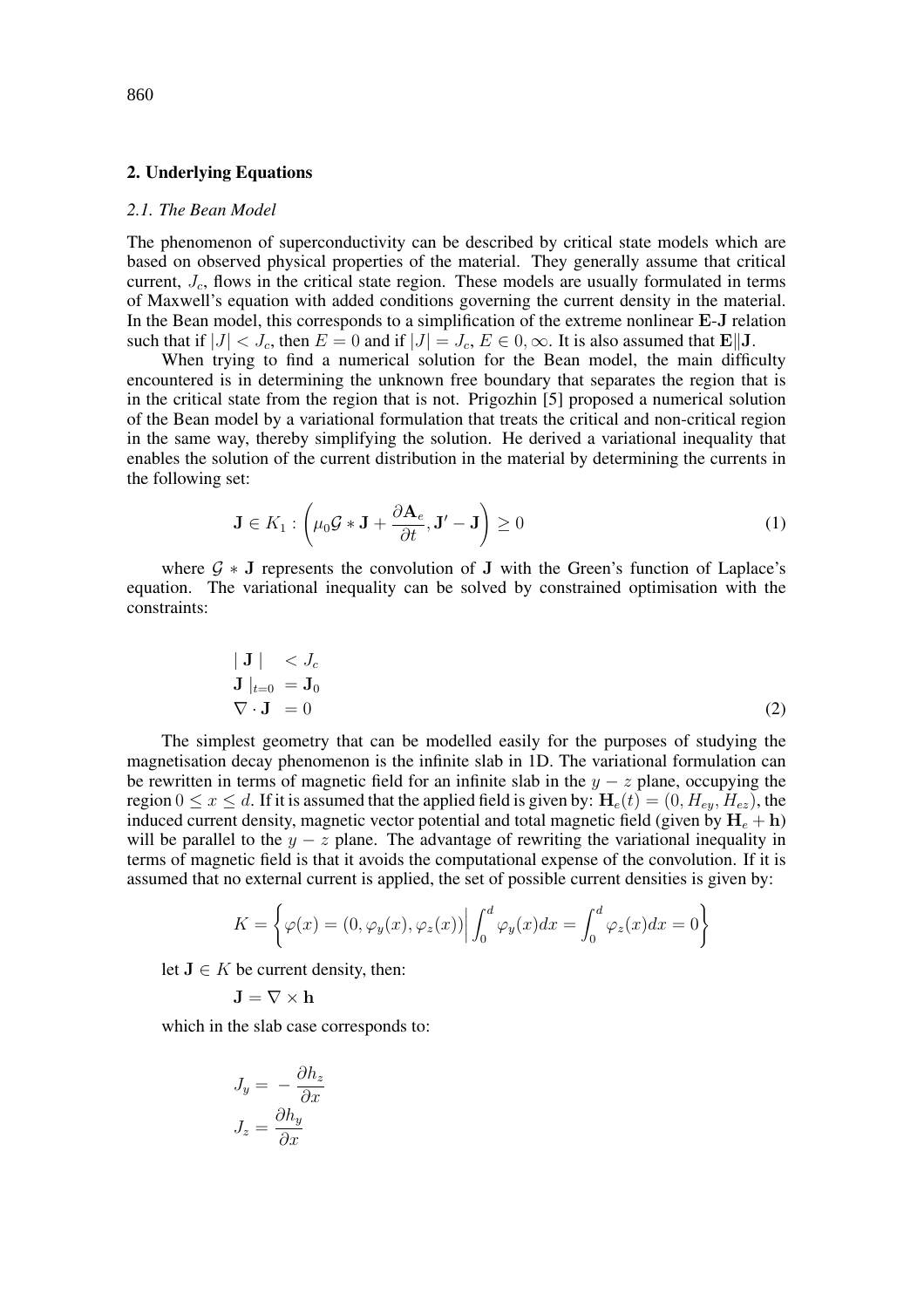## 2. Underlying Equations

### *2.1. The Bean Model*

The phenomenon of superconductivity can be described by critical state models which are based on observed physical properties of the material. They generally assume that critical current, $J_c$, flows in the critical state region. These models are usually formulated in terms of Maxwell's equation with added conditions governing the current density in the material. In the Bean model, this corresponds to a simplification of the extreme nonlinear **E**-**J** relation such that if $|J| < J_c$, then $E = 0$ and if $|J| = J_c$, $E \in 0, \infty$. It is also assumed that $\mathbf{E} \| \mathbf{J}$.

When trying to find a numerical solution for the Bean model, the main difficulty encountered is in determining the unknown free boundary that separates the region that is in the critical state from the region that is not. Prigozhin [5] proposed a numerical solution of the Bean model by a variational formulation that treats the critical and non-critical region in the same way, thereby simplifying the solution. He derived a variational inequality that enables the solution of the current distribution in the material by determining the currents in the following set:

$$\mathbf{J} \in K_1 : \left( \mu_0 \mathcal{G} * \mathbf{J} + \frac{\partial \mathbf{A}_e}{\partial t}, \mathbf{J}' - \mathbf{J} \right) \geq 0 \tag{1}$$

where $\mathcal{G} * \mathbf{J}$ represents the convolution of $\mathbf{J}$ with the Green's function of Laplace's equation. The variational inequality can be solved by constrained optimisation with the constraints:

$$\begin{aligned}
| \mathbf{J} | &< J_c \\
\mathbf{J} |_{t=0} &= \mathbf{J}_0 \\
\nabla \cdot \mathbf{J} &= 0
\end{aligned} \tag{2}$$

The simplest geometry that can be modelled easily for the purposes of studying the magnetisation decay phenomenon is the infinite slab in 1D. The variational formulation can be rewritten in terms of magnetic field for an infinite slab in the $y - z$ plane, occupying the region $0 \leq x \leq d$. If it is assumed that the applied field is given by: $\mathbf{H}_e(t) = (0, H_{ey}, H_{ez})$, the induced current density, magnetic vector potential and total magnetic field (given by $\mathbf{H}_e + \mathbf{h}$) will be parallel to the $y - z$ plane. The advantage of rewriting the variational inequality in terms of magnetic field is that it avoids the computational expense of the convolution. If it is assumed that no external current is applied, the set of possible current densities is given by:

$$K = \left\{ \varphi(x) = (0, \varphi_y(x), \varphi_z(x)) \middle| \int_0^d \varphi_y(x) dx = \int_0^d \varphi_z(x) dx = 0 \right\}$$

let $\mathbf{J} \in K$ be current density, then:

$$\mathbf{J} = \nabla \times \mathbf{h}$$

which in the slab case corresponds to:

$$\begin{aligned}
J_y &= -\frac{\partial h_z}{\partial x} \\
J_z &= \frac{\partial h_y}{\partial x}
\end{aligned}$$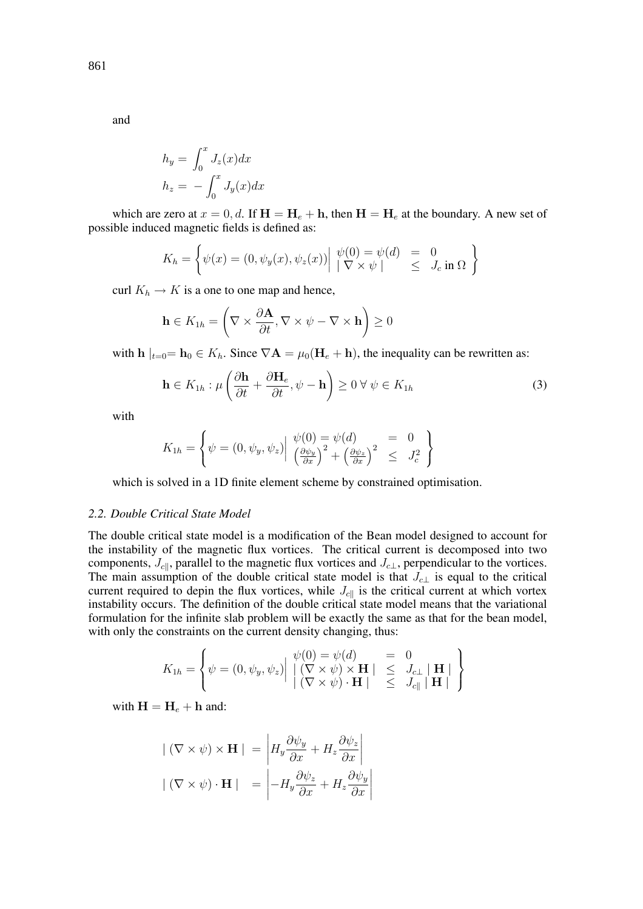and

$$
\begin{aligned}
h_y &= \int_0^x J_z(x)dx \\
h_z &= -\int_0^x J_y(x)dx
\end{aligned}
$$

which are zero at $x = 0, d$. If $\mathbf{H} = \mathbf{H}_e + \mathbf{h}$, then $\mathbf{H} = \mathbf{H}_e$ at the boundary. A new set of possible induced magnetic fields is defined as:

$$
K_h = \left\{ \psi(x) = (0, \psi_y(x), \psi_z(x)) \middle| \begin{array}{lcl} \psi(0) = \psi(d) & = & 0 \\ \mid \nabla \times \psi \mid & \leq & J_c \text{ in } \Omega \end{array} \right\}
$$

curl $K_h \to K$ is a one to one map and hence,

$$
\mathbf{h} \in K_{1h} = \left( \nabla \times \frac{\partial \mathbf{A}}{\partial t}, \nabla \times \psi - \nabla \times \mathbf{h} \right) \geq 0
$$

with $\mathbf{h} \mid_{t=0} = \mathbf{h}_0 \in K_h$. Since $\nabla \mathbf{A} = \mu_0 (\mathbf{H}_e + \mathbf{h})$, the inequality can be rewritten as:

$$
\mathbf{h} \in K_{1h} : \mu \left( \frac{\partial \mathbf{h}}{\partial t} + \frac{\partial \mathbf{H}_e}{\partial t}, \psi - \mathbf{h} \right) \geq 0 \; \forall \; \psi \in K_{1h} \tag{3}
$$

with

$$
K_{1h} = \left\{ \psi = (0, \psi_y, \psi_z) \middle| \begin{array}{lcl} \psi(0) = \psi(d) & = & 0 \\ \left(\frac{\partial \psi_y}{\partial x}\right)^2 + \left(\frac{\partial \psi_z}{\partial x}\right)^2 & \leq & J_c^2 \end{array} \right\}
$$

which is solved in a 1D finite element scheme by constrained optimisation.

### *2.2. Double Critical State Model*

The double critical state model is a modification of the Bean model designed to account for the instability of the magnetic flux vortices. The critical current is decomposed into two components, $J_{c\parallel}$, parallel to the magnetic flux vortices and $J_{c\perp}$, perpendicular to the vortices. The main assumption of the double critical state model is that $J_{c\perp}$ is equal to the critical current required to depin the flux vortices, while $J_{c\parallel}$ is the critical current at which vortex instability occurs. The definition of the double critical state model means that the variational formulation for the infinite slab problem will be exactly the same as that for the bean model, with only the constraints on the current density changing, thus:

$$
K_{1h} = \left\{ \psi = (0, \psi_y, \psi_z) \middle| \begin{array}{lcl} \psi(0) = \psi(d) & = & 0 \\ \mid (\nabla \times \psi) \times \mathbf{H} \mid & \leq & J_{c\perp} \mid \mathbf{H} \mid \\ \mid (\nabla \times \psi) \cdot \mathbf{H} \mid & \leq & J_{c\parallel} \mid \mathbf{H} \mid \end{array} \right\}
$$

with $\mathbf{H} = \mathbf{H}_e + \mathbf{h}$ and:

$$
\begin{aligned}
\mid (\nabla \times \psi) \times \mathbf{H} \mid &= \left| H_y \frac{\partial \psi_y}{\partial x} + H_z \frac{\partial \psi_z}{\partial x} \right| \\
\mid (\nabla \times \psi) \cdot \mathbf{H} \mid &= \left| -H_y \frac{\partial \psi_z}{\partial x} + H_z \frac{\partial \psi_y}{\partial x} \right|
\end{aligned}
$$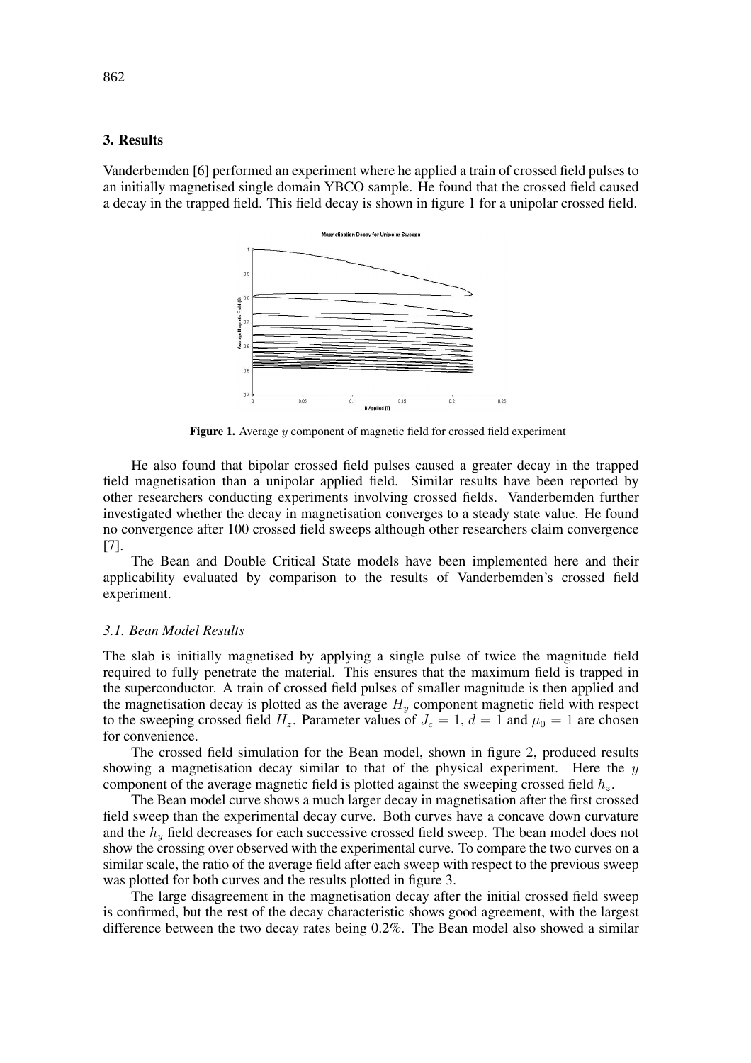## 3. Results

Vanderbemden [6] performed an experiment where he applied a train of crossed field pulses to an initially magnetised single domain YBCO sample. He found that the crossed field caused a decay in the trapped field. This field decay is shown in figure 1 for a unipolar crossed field.

**Figure 1.** Average $y$ component of magnetic field for crossed field experiment

He also found that bipolar crossed field pulses caused a greater decay in the trapped field magnetisation than a unipolar applied field. Similar results have been reported by other researchers conducting experiments involving crossed fields. Vanderbemden further investigated whether the decay in magnetisation converges to a steady state value. He found no convergence after 100 crossed field sweeps although other researchers claim convergence [7].

The Bean and Double Critical State models have been implemented here and their applicability evaluated by comparison to the results of Vanderbemden's crossed field experiment.

### *3.1. Bean Model Results*

The slab is initially magnetised by applying a single pulse of twice the magnitude field required to fully penetrate the material. This ensures that the maximum field is trapped in the superconductor. A train of crossed field pulses of smaller magnitude is then applied and the magnetisation decay is plotted as the average $H_y$ component magnetic field with respect to the sweeping crossed field $H_z$. Parameter values of $J_c = 1$, $d = 1$ and $\mu_0 = 1$ are chosen for convenience.

The crossed field simulation for the Bean model, shown in figure 2, produced results showing a magnetisation decay similar to that of the physical experiment. Here the $y$ component of the average magnetic field is plotted against the sweeping crossed field $h_z$.

The Bean model curve shows a much larger decay in magnetisation after the first crossed field sweep than the experimental decay curve. Both curves have a concave down curvature and the $h_y$ field decreases for each successive crossed field sweep. The bean model does not show the crossing over observed with the experimental curve. To compare the two curves on a similar scale, the ratio of the average field after each sweep with respect to the previous sweep was plotted for both curves and the results plotted in figure 3.

The large disagreement in the magnetisation decay after the initial crossed field sweep is confirmed, but the rest of the decay characteristic shows good agreement, with the largest difference between the two decay rates being 0.2%. The Bean model also showed a similar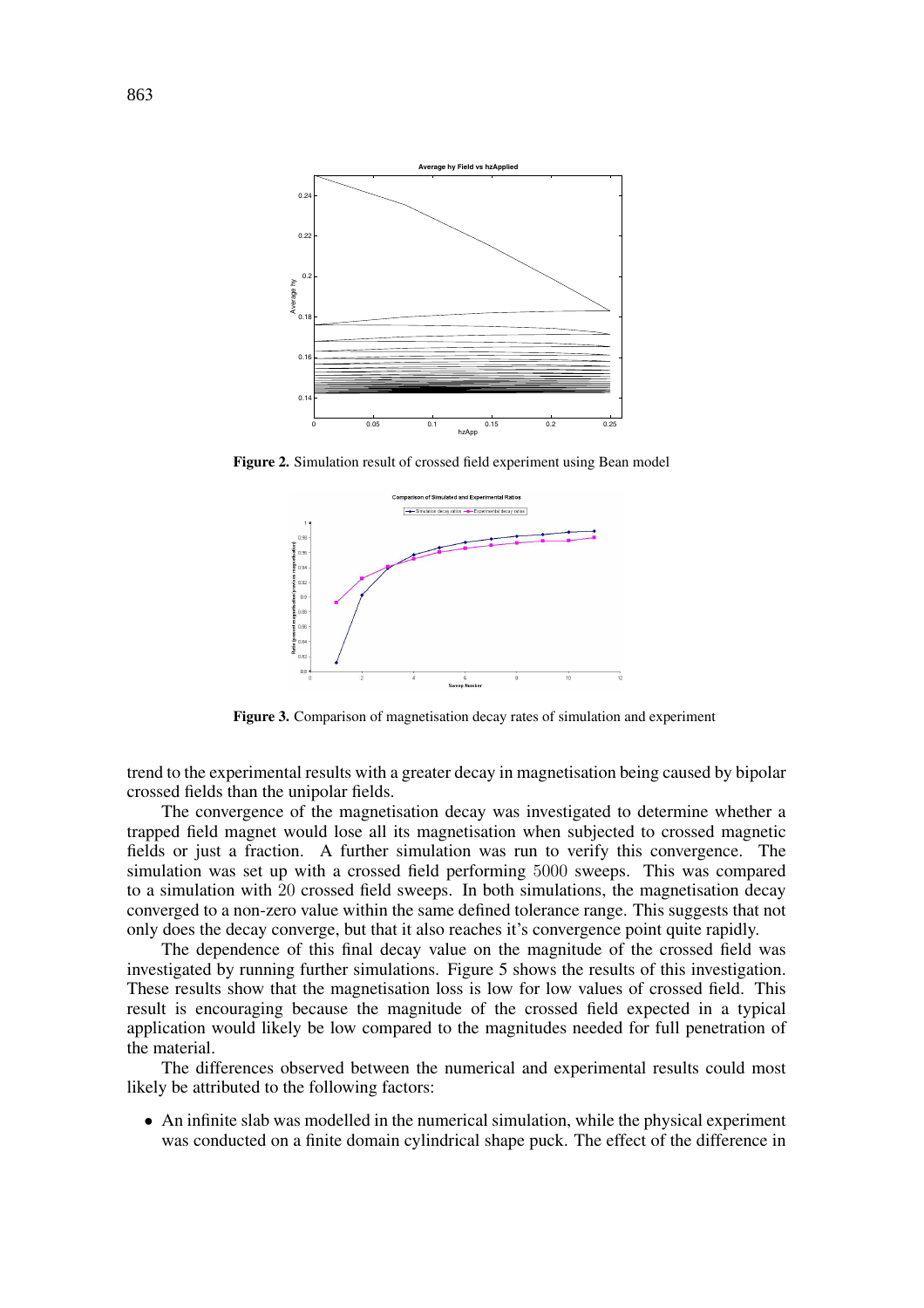**Figure 2.** Simulation result of crossed field experiment using Bean model

**Figure 3.** Comparison of magnetisation decay rates of simulation and experiment

trend to the experimental results with a greater decay in magnetisation being caused by bipolar crossed fields than the unipolar fields.

The convergence of the magnetisation decay was investigated to determine whether a trapped field magnet would lose all its magnetisation when subjected to crossed magnetic fields or just a fraction. A further simulation was run to verify this convergence. The simulation was set up with a crossed field performing $5000$ sweeps. This was compared to a simulation with $20$ crossed field sweeps. In both simulations, the magnetisation decay converged to a non-zero value within the same defined tolerance range. This suggests that not only does the decay converge, but that it also reaches it's convergence point quite rapidly.

The dependence of this final decay value on the magnitude of the crossed field was investigated by running further simulations. Figure 5 shows the results of this investigation. These results show that the magnetisation loss is low for low values of crossed field. This result is encouraging because the magnitude of the crossed field expected in a typical application would likely be low compared to the magnitudes needed for full penetration of the material.

The differences observed between the numerical and experimental results could most likely be attributed to the following factors:

- An infinite slab was modelled in the numerical simulation, while the physical experiment was conducted on a finite domain cylindrical shape puck. The effect of the difference in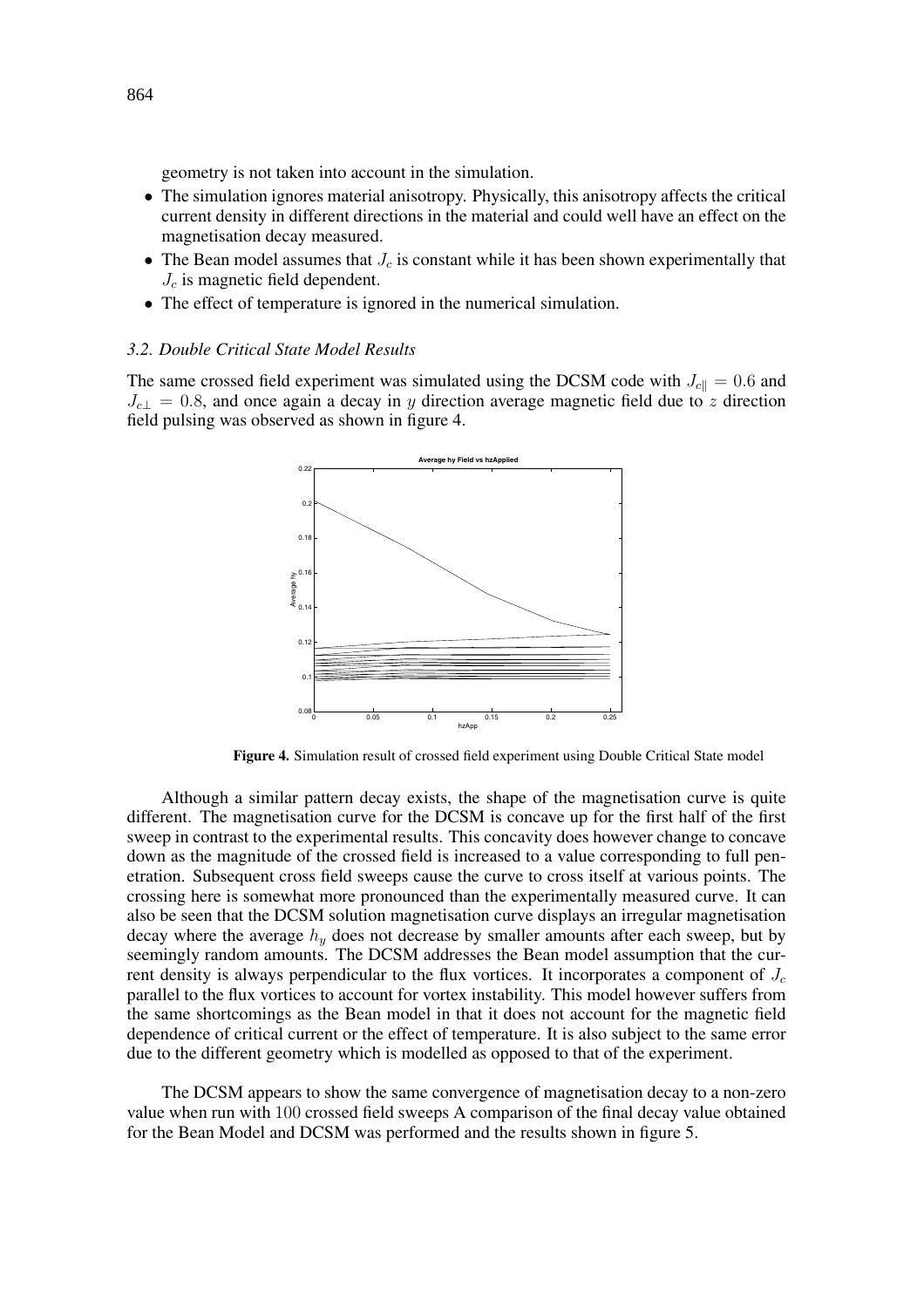geometry is not taken into account in the simulation.

- The simulation ignores material anisotropy. Physically, this anisotropy affects the critical current density in different directions in the material and could well have an effect on the magnetisation decay measured.
- The Bean model assumes that $J_c$ is constant while it has been shown experimentally that $J_c$ is magnetic field dependent.
- The effect of temperature is ignored in the numerical simulation.

### *3.2. Double Critical State Model Results*

The same crossed field experiment was simulated using the DCSM code with $J_{c\|} = 0.6$ and $J_{c\perp} = 0.8$, and once again a decay in $y$ direction average magnetic field due to $z$ direction field pulsing was observed as shown in figure 4.

**Figure 4.** Simulation result of crossed field experiment using Double Critical State model

Although a similar pattern decay exists, the shape of the magnetisation curve is quite different. The magnetisation curve for the DCSM is concave up for the first half of the first sweep in contrast to the experimental results. This concavity does however change to concave down as the magnitude of the crossed field is increased to a value corresponding to full penetration. Subsequent cross field sweeps cause the curve to cross itself at various points. The crossing here is somewhat more pronounced than the experimentally measured curve. It can also be seen that the DCSM solution magnetisation curve displays an irregular magnetisation decay where the average $h_y$ does not decrease by smaller amounts after each sweep, but by seemingly random amounts. The DCSM addresses the Bean model assumption that the current density is always perpendicular to the flux vortices. It incorporates a component of $J_c$ parallel to the flux vortices to account for vortex instability. This model however suffers from the same shortcomings as the Bean model in that it does not account for the magnetic field dependence of critical current or the effect of temperature. It is also subject to the same error due to the different geometry which is modelled as opposed to that of the experiment.

The DCSM appears to show the same convergence of magnetisation decay to a non-zero value when run with $100$ crossed field sweeps A comparison of the final decay value obtained for the Bean Model and DCSM was performed and the results shown in figure 5.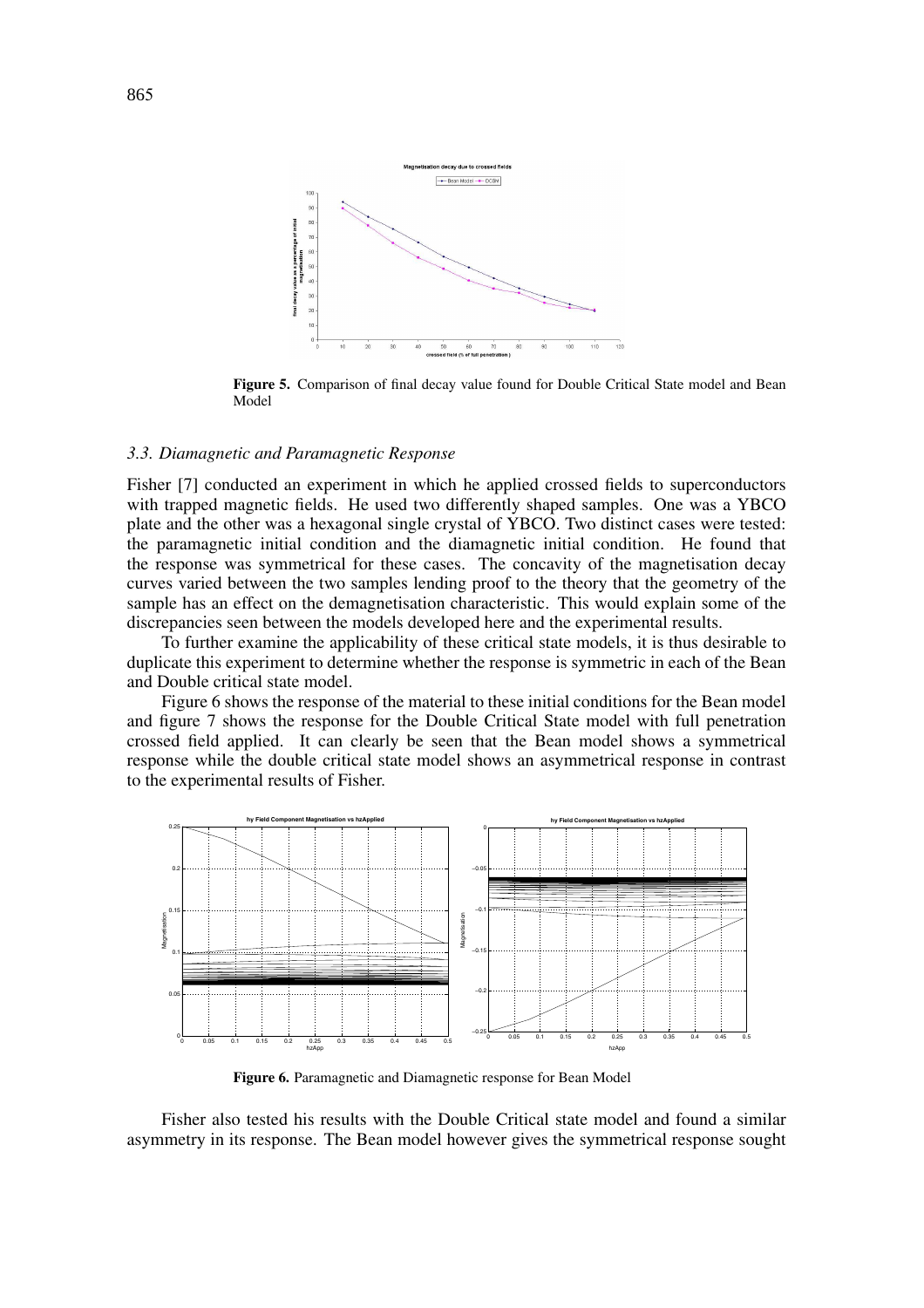**Figure 5.** Comparison of final decay value found for Double Critical State model and Bean Model

### 3.3. Diamagnetic and Paramagnetic Response

Fisher [7] conducted an experiment in which he applied crossed fields to superconductors with trapped magnetic fields. He used two differently shaped samples. One was a YBCO plate and the other was a hexagonal single crystal of YBCO. Two distinct cases were tested: the paramagnetic initial condition and the diamagnetic initial condition. He found that the response was symmetrical for these cases. The concavity of the magnetisation decay curves varied between the two samples lending proof to the theory that the geometry of the sample has an effect on the demagnetisation characteristic. This would explain some of the discrepancies seen between the models developed here and the experimental results.

To further examine the applicability of these critical state models, it is thus desirable to duplicate this experiment to determine whether the response is symmetric in each of the Bean and Double critical state model.

Figure 6 shows the response of the material to these initial conditions for the Bean model and figure 7 shows the response for the Double Critical State model with full penetration crossed field applied. It can clearly be seen that the Bean model shows a symmetrical response while the double critical state model shows an asymmetrical response in contrast to the experimental results of Fisher.

**Figure 6.** Paramagnetic and Diamagnetic response for Bean Model

Fisher also tested his results with the Double Critical state model and found a similar asymmetry in its response. The Bean model however gives the symmetrical response sought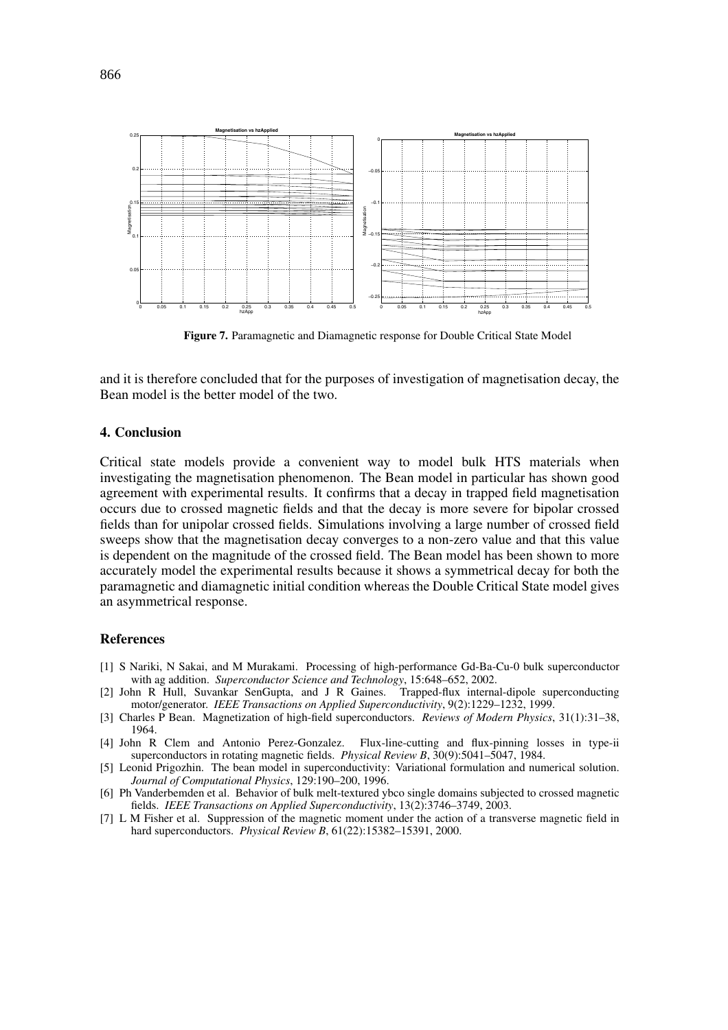Magnetisation vs hzApplied

Magnetisation

hzApp

0.25
0.2
0.15
0.1
0.05
0

0 0.05 0.1 0.15 0.2 0.25 0.3 0.35 0.4 0.45 0.5

Magnetisation vs hzApplied

Magnetisation

hzApp

0
−0.05
−0.1
−0.15
−0.2
−0.25

0 0.05 0.1 0.15 0.2 0.25 0.3 0.35 0.4 0.45 0.5

**Figure 7.** Paramagnetic and Diamagnetic response for Double Critical State Model

and it is therefore concluded that for the purposes of investigation of magnetisation decay, the Bean model is the better model of the two.

## 4. Conclusion

Critical state models provide a convenient way to model bulk HTS materials when investigating the magnetisation phenomenon. The Bean model in particular has shown good agreement with experimental results. It confirms that a decay in trapped field magnetisation occurs due to crossed magnetic fields and that the decay is more severe for bipolar crossed fields than for unipolar crossed fields. Simulations involving a large number of crossed field sweeps show that the magnetisation decay converges to a non-zero value and that this value is dependent on the magnitude of the crossed field. The Bean model has been shown to more accurately model the experimental results because it shows a symmetrical decay for both the paramagnetic and diamagnetic initial condition whereas the Double Critical State model gives an asymmetrical response.

## References

[1] S Nariki, N Sakai, and M Murakami. Processing of high-performance Gd-Ba-Cu-0 bulk superconductor with ag addition. *Superconductor Science and Technology*, 15:648–652, 2002.

[2] John R Hull, Suvankar SenGupta, and J R Gaines. Trapped-flux internal-dipole superconducting motor/generator. *IEEE Transactions on Applied Superconductivity*, 9(2):1229–1232, 1999.

[3] Charles P Bean. Magnetization of high-field superconductors. *Reviews of Modern Physics*, 31(1):31–38, 1964.

[4] John R Clem and Antonio Perez-Gonzalez. Flux-line-cutting and flux-pinning losses in type-ii superconductors in rotating magnetic fields. *Physical Review B*, 30(9):5041–5047, 1984.

[5] Leonid Prigozhin. The bean model in superconductivity: Variational formulation and numerical solution. *Journal of Computational Physics*, 129:190–200, 1996.

[6] Ph Vanderbemden et al. Behavior of bulk melt-textured ybco single domains subjected to crossed magnetic fields. *IEEE Transactions on Applied Superconductivity*, 13(2):3746–3749, 2003.

[7] L M Fisher et al. Suppression of the magnetic moment under the action of a transverse magnetic field in hard superconductors. *Physical Review B*, 61(22):15382–15391, 2000.